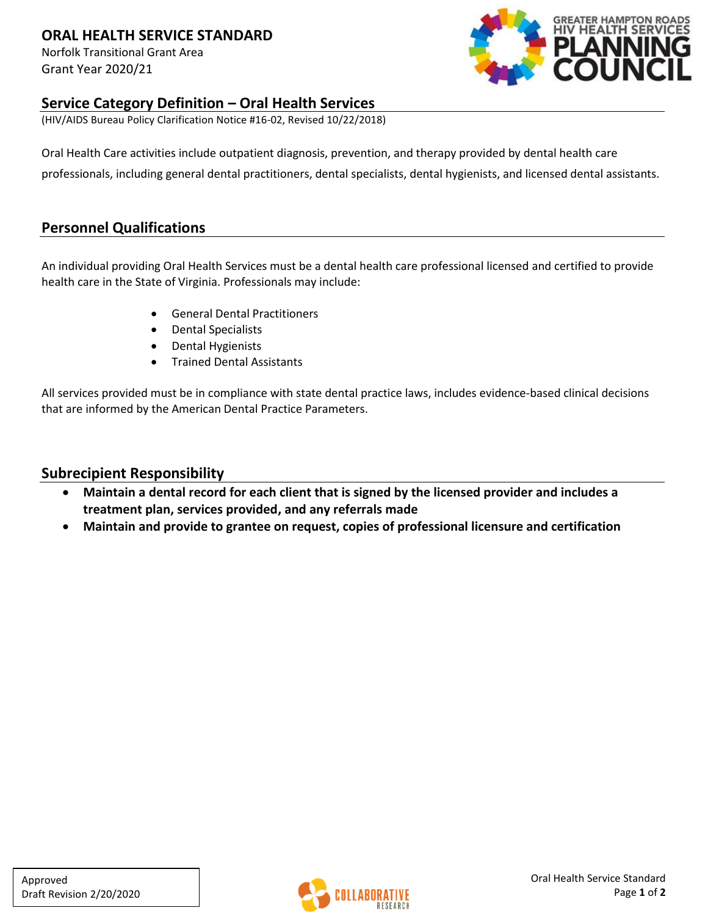# ORAL HEALTH SERVICE STANDARD

Norfolk Transitional Grant Area
Grant Year 2020/21

## Service Category Definition – Oral Health Services

(HIV/AIDS Bureau Policy Clarification Notice #16-02, Revised 10/22/2018)

Oral Health Care activities include outpatient diagnosis, prevention, and therapy provided by dental health care professionals, including general dental practitioners, dental specialists, dental hygienists, and licensed dental assistants.

## Personnel Qualifications

An individual providing Oral Health Services must be a dental health care professional licensed and certified to provide health care in the State of Virginia. Professionals may include:

- General Dental Practitioners
- Dental Specialists
- Dental Hygienists
- Trained Dental Assistants

All services provided must be in compliance with state dental practice laws, includes evidence-based clinical decisions that are informed by the American Dental Practice Parameters.

## Subrecipient Responsibility

- **Maintain a dental record for each client that is signed by the licensed provider and includes a treatment plan, services provided, and any referrals made**
- **Maintain and provide to grantee on request, copies of professional licensure and certification**

Approved
Draft Revision 2/20/2020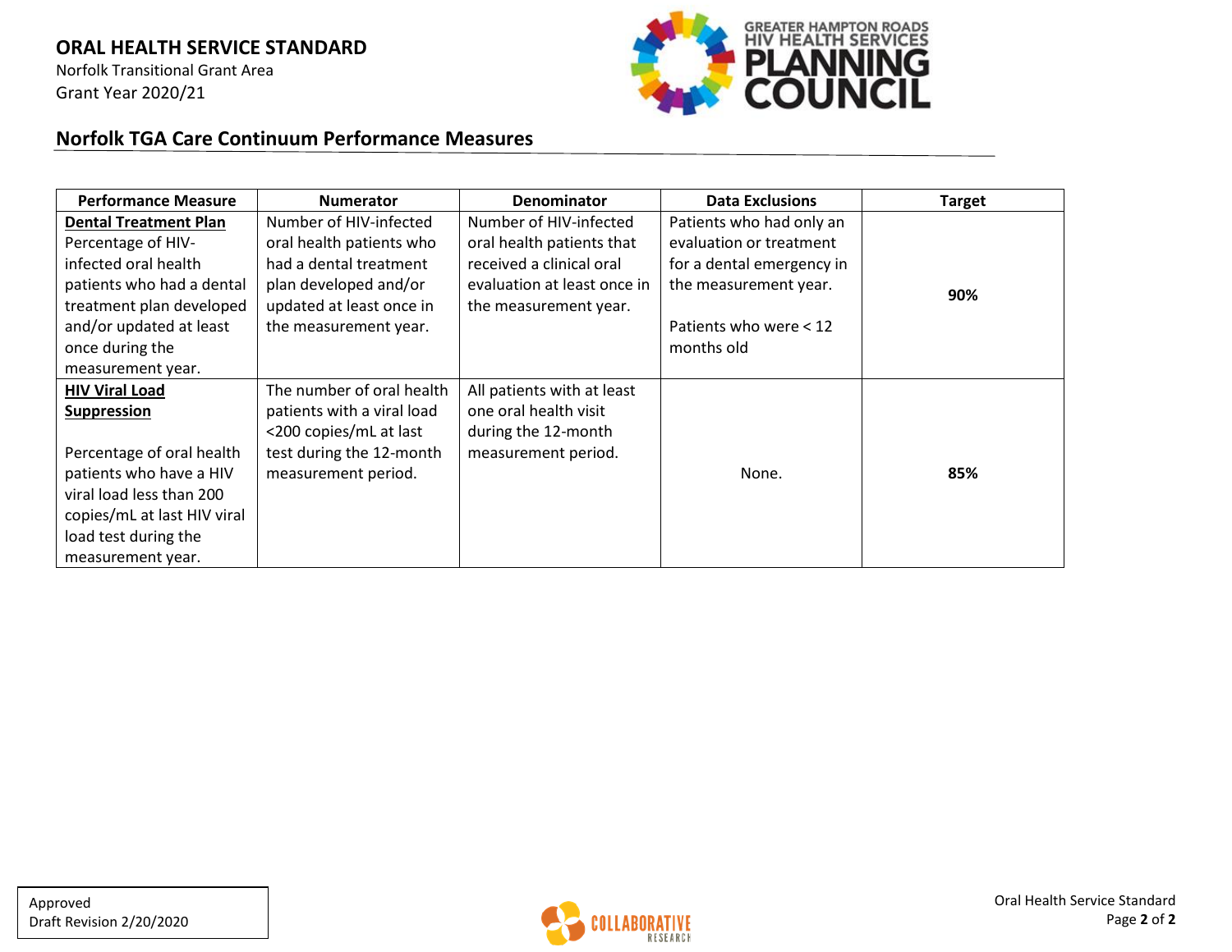**ORAL HEALTH SERVICE STANDARD**
Norfolk Transitional Grant Area
Grant Year 2020/21

GREATER HAMPTON ROADS HIV HEALTH SERVICES PLANNING COUNCIL

## Norfolk TGA Care Continuum Performance Measures

| Performance Measure | Numerator | Denominator | Data Exclusions | Target |
|---|---|---|---|---|
| **Dental Treatment Plan** Percentage of HIV-infected oral health patients who had a dental treatment plan developed and/or updated at least once during the measurement year. | Number of HIV-infected oral health patients who had a dental treatment plan developed and/or updated at least once in the measurement year. | Number of HIV-infected oral health patients that received a clinical oral evaluation at least once in the measurement year. | Patients who had only an evaluation or treatment for a dental emergency in the measurement year. Patients who were < 12 months old | **90%** |
| **HIV Viral Load Suppression** Percentage of oral health patients who have a HIV viral load less than 200 copies/mL at last HIV viral load test during the measurement year. | The number of oral health patients with a viral load <200 copies/mL at last test during the 12-month measurement period. | All patients with at least one oral health visit during the 12-month measurement period. | None. | **85%** |

Approved
Draft Revision 2/20/2020

COLLABORATIVE RESEARCH